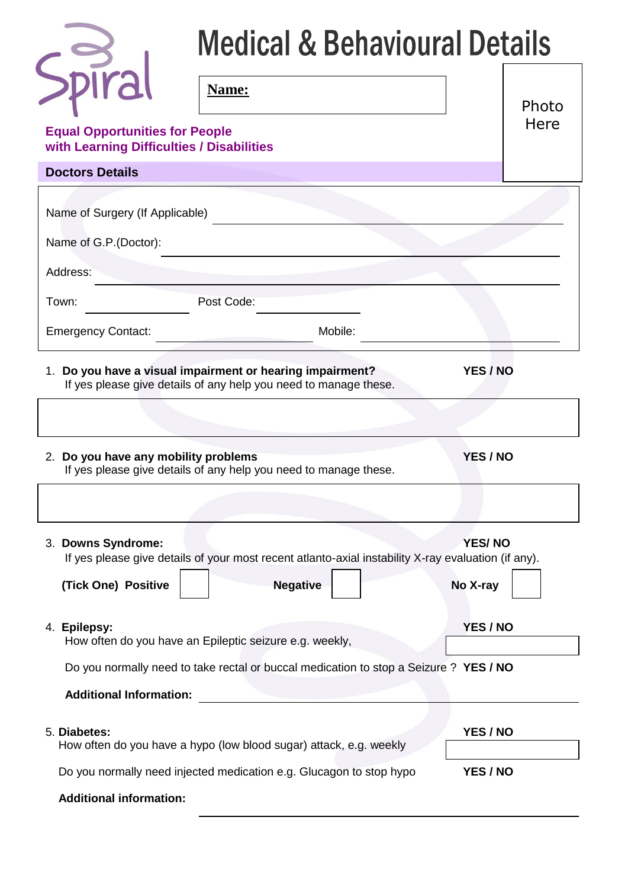# Medical & Behavioural Details

Spiral

**Equal Opportunities for People with Learning Difficulties / Disabilities**

**Name:**

Photo Here

## Doctors Details

Name of Surgery (If Applicable) ______________________________

Name of G.P.(Doctor): ______________________________

Address: ______________________________

Town: ____________ Post Code: ____________

Emergency Contact: ____________ Mobile: ____________

1. **Do you have a visual impairment or hearing impairment?** **YES / NO**
   If yes please give details of any help you need to manage these.

2. **Do you have any mobility problems** **YES / NO**
   If yes please give details of any help you need to manage these.

3. **Downs Syndrome:** **YES/ NO**
   If yes please give details of your most recent atlanto-axial instability X-ray evaluation (if any).

   **(Tick One) Positive** ☐ **Negative** ☐ **No X-ray** ☐

4. **Epilepsy:** **YES / NO**
   How often do you have an Epileptic seizure e.g. weekly, ____________

   Do you normally need to take rectal or buccal medication to stop a Seizure ? **YES / NO**

   **Additional Information:** ______________________________

5. **Diabetes:** **YES / NO**
   How often do you have a hypo (low blood sugar) attack, e.g. weekly ____________

   Do you normally need injected medication e.g. Glucagon to stop hypo **YES / NO**

   **Additional information:** ______________________________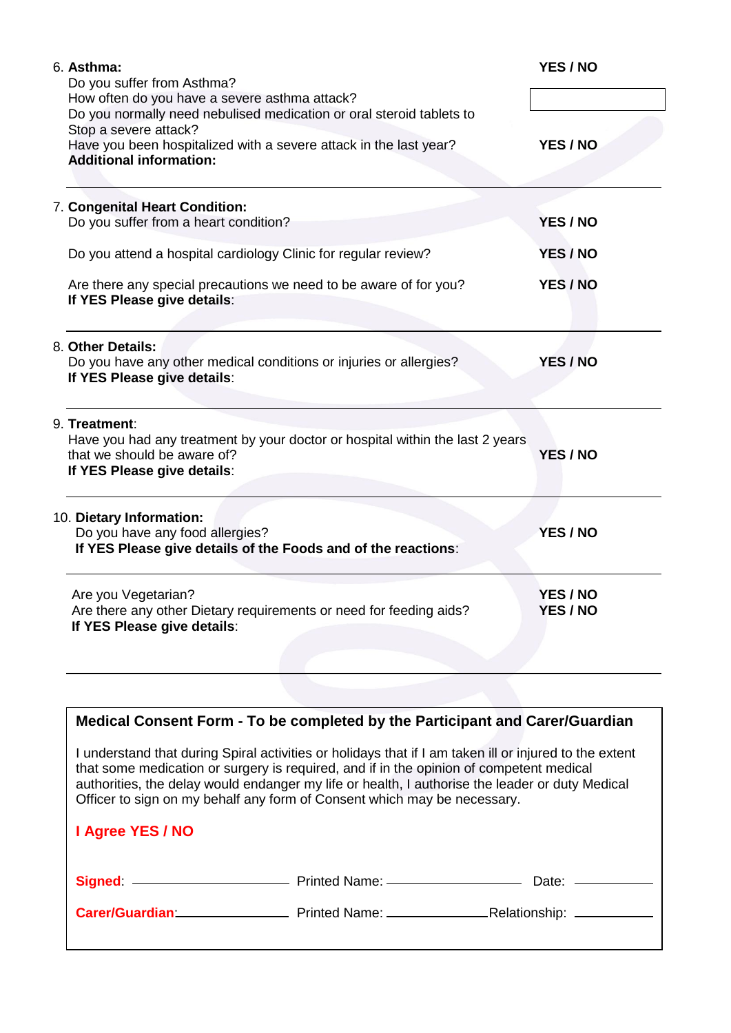6. **Asthma:**
   Do you suffer from Asthma? **YES / NO**
   How often do you have a severe asthma attack?
   Do you normally need nebulised medication or oral steroid tablets to Stop a severe attack?
   Have you been hospitalized with a severe attack in the last year? **YES / NO**
   **Additional information:**

---

7. **Congenital Heart Condition:**
   Do you suffer from a heart condition? **YES / NO**

   Do you attend a hospital cardiology Clinic for regular review? **YES / NO**

   Are there any special precautions we need to be aware of for you? **YES / NO**
   **If YES Please give details**:

---

8. **Other Details:**
   Do you have any other medical conditions or injuries or allergies? **YES / NO**
   **If YES Please give details**:

---

9. **Treatment**:
   Have you had any treatment by your doctor or hospital within the last 2 years that we should be aware of? **YES / NO**
   **If YES Please give details**:

---

10. **Dietary Information:**
    Do you have any food allergies? **YES / NO**
    **If YES Please give details of the Foods and of the reactions**:

---

Are you Vegetarian? **YES / NO**
Are there any other Dietary requirements or need for feeding aids? **YES / NO**
**If YES Please give details**:

---

**Medical Consent Form - To be completed by the Participant and Carer/Guardian**

I understand that during Spiral activities or holidays that if I am taken ill or injured to the extent that some medication or surgery is required, and if in the opinion of competent medical authorities, the delay would endanger my life or health, I authorise the leader or duty Medical Officer to sign on my behalf any form of Consent which may be necessary.

**I Agree YES / NO**

**Signed**: ____________________ Printed Name: ____________________ Date: ____________

**Carer/Guardian**: ________________ Printed Name: ________________ Relationship: ____________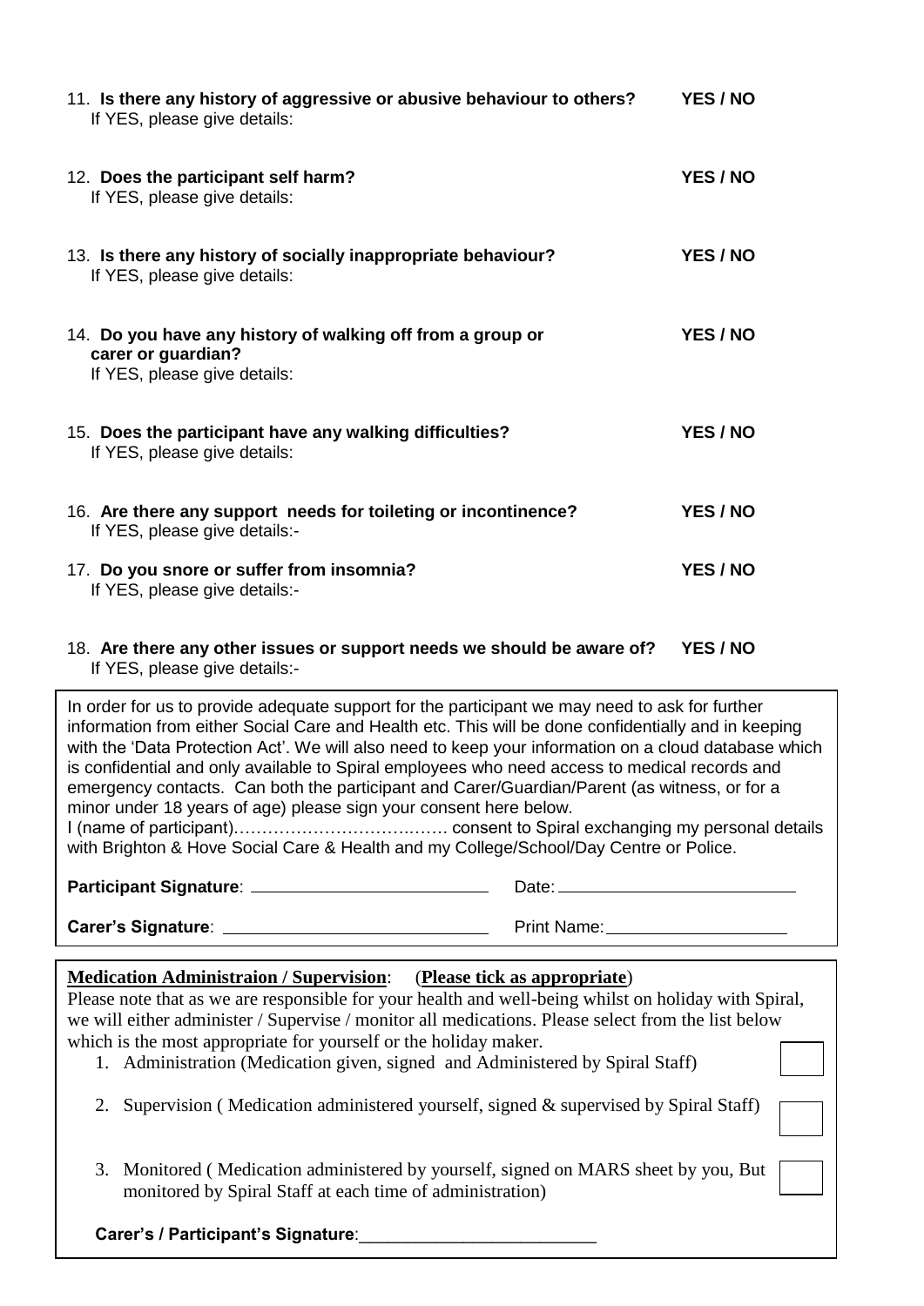11. **Is there any history of aggressive or abusive behaviour to others?** **YES / NO**
    If YES, please give details:

12. **Does the participant self harm?** **YES / NO**
    If YES, please give details:

13. **Is there any history of socially inappropriate behaviour?** **YES / NO**
    If YES, please give details:

14. **Do you have any history of walking off from a group or carer or guardian?** **YES / NO**
    If YES, please give details:

15. **Does the participant have any walking difficulties?** **YES / NO**
    If YES, please give details:

16. **Are there any support needs for toileting or incontinence?** **YES / NO**
    If YES, please give details:-

17. **Do you snore or suffer from insomnia?** **YES / NO**
    If YES, please give details:-

18. **Are there any other issues or support needs we should be aware of?** **YES / NO**
    If YES, please give details:-

In order for us to provide adequate support for the participant we may need to ask for further information from either Social Care and Health etc. This will be done confidentially and in keeping with the 'Data Protection Act'. We will also need to keep your information on a cloud database which is confidential and only available to Spiral employees who need access to medical records and emergency contacts. Can both the participant and Carer/Guardian/Parent (as witness, or for a minor under 18 years of age) please sign your consent here below.
I (name of participant)………………………….……. consent to Spiral exchanging my personal details with Brighton & Hove Social Care & Health and my College/School/Day Centre or Police.

**Participant Signature**: ________________________ Date: ________________________

**Carer's Signature**: ________________________ Print Name: ____________________

**Medication Administraion / Supervision**: (**Please tick as appropriate**)
Please note that as we are responsible for your health and well-being whilst on holiday with Spiral, we will either administer / Supervise / monitor all medications. Please select from the list below which is the most appropriate for yourself or the holiday maker.

1. Administration (Medication given, signed and Administered by Spiral Staff) ☐
2. Supervision ( Medication administered yourself, signed & supervised by Spiral Staff) ☐
3. Monitored ( Medication administered by yourself, signed on MARS sheet by you, But monitored by Spiral Staff at each time of administration) ☐

**Carer's / Participant's Signature**:_________________________